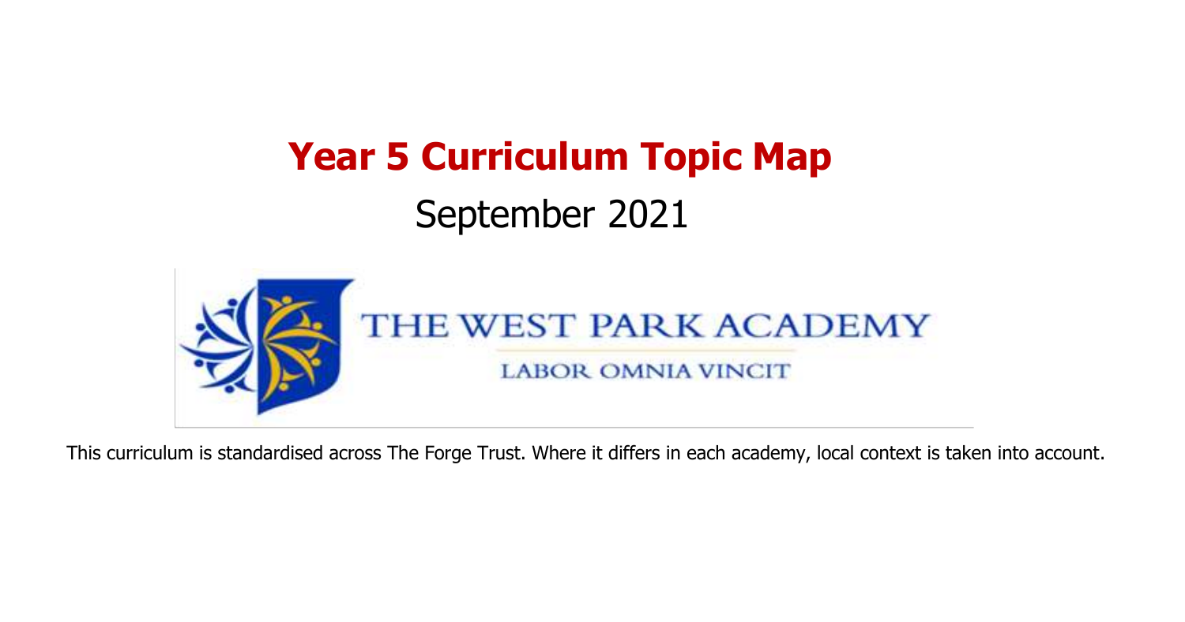# Year 5 Curriculum Topic Map

## September 2021

THE WEST PARK ACADEMY

LABOR OMNIA VINCIT

This curriculum is standardised across The Forge Trust. Where it differs in each academy, local context is taken into account.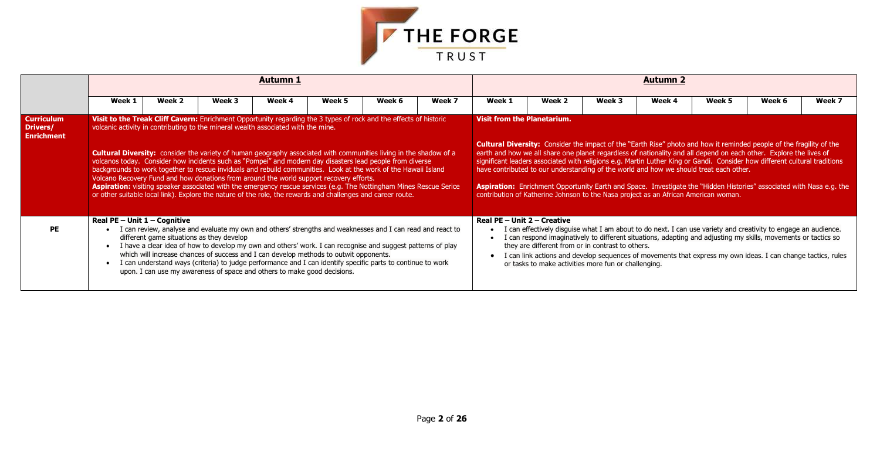| | Autumn 1 | | | | | | | Autumn 2 | | | | | | |
|---|---|---|---|---|---|---|---|---|---|---|---|---|---|---|
| | Week 1 | Week 2 | Week 3 | Week 4 | Week 5 | Week 6 | Week 7 | Week 1 | Week 2 | Week 3 | Week 4 | Week 5 | Week 6 | Week 7 |
| **Curriculum Drivers/ Enrichment** | **Visit to the Treak Cliff Cavern:** Enrichment Opportunity regarding the 3 types of rock and the effects of historic volcanic activity in contributing to the mineral wealth associated with the mine.<br><br>**Cultural Diversity:** consider the variety of human geography associated with communities living in the shadow of a volcanos today. Consider how incidents such as "Pompei" and modern day disasters lead people from diverse backgrounds to work together to rescue inviduals and rebuild communities. Look at the work of the Hawaii Island Volcano Recovery Fund and how donations from around the world support recovery efforts.<br>**Aspiration:** visiting speaker associated with the emergency rescue services (e.g. The Nottingham Mines Rescue Serice or other suitable local link). Explore the nature of the role, the rewards and challenges and career route. | | | | | | | **Visit from the Planetarium.**<br><br>**Cultural Diversity:** Consider the impact of the "Earth Rise" photo and how it reminded people of the fragility of the earth and how we all share one planet regardless of nationality and all depend on each other. Explore the lives of significant leaders associated with religions e.g. Martin Luther King or Gandi. Consider how different cultural traditions have contributed to our understanding of the world and how we should treat each other.<br><br>**Aspiration:** Enrichment Opportunity Earth and Space. Investigate the "Hidden Histories" associated with Nasa e.g. the contribution of Katherine Johnson to the Nasa project as an African American woman. | | | | | | |
| **PE** | **Real PE – Unit 1 – Cognitive**<br>• I can review, analyse and evaluate my own and others' strengths and weaknesses and I can read and react to different game situations as they develop<br>• I have a clear idea of how to develop my own and others' work. I can recognise and suggest patterns of play which will increase chances of success and I can develop methods to outwit opponents.<br>• I can understand ways (criteria) to judge performance and I can identify specific parts to continue to work upon. I can use my awareness of space and others to make good decisions. | | | | | | | **Real PE – Unit 2 – Creative**<br>• I can effectively disguise what I am about to do next. I can use variety and creativity to engage an audience.<br>• I can respond imaginatively to different situations, adapting and adjusting my skills, movements or tactics so they are different from or in contrast to others.<br>• I can link actions and develop sequences of movements that express my own ideas. I can change tactics, rules or tasks to make activities more fun or challenging. | | | | | | |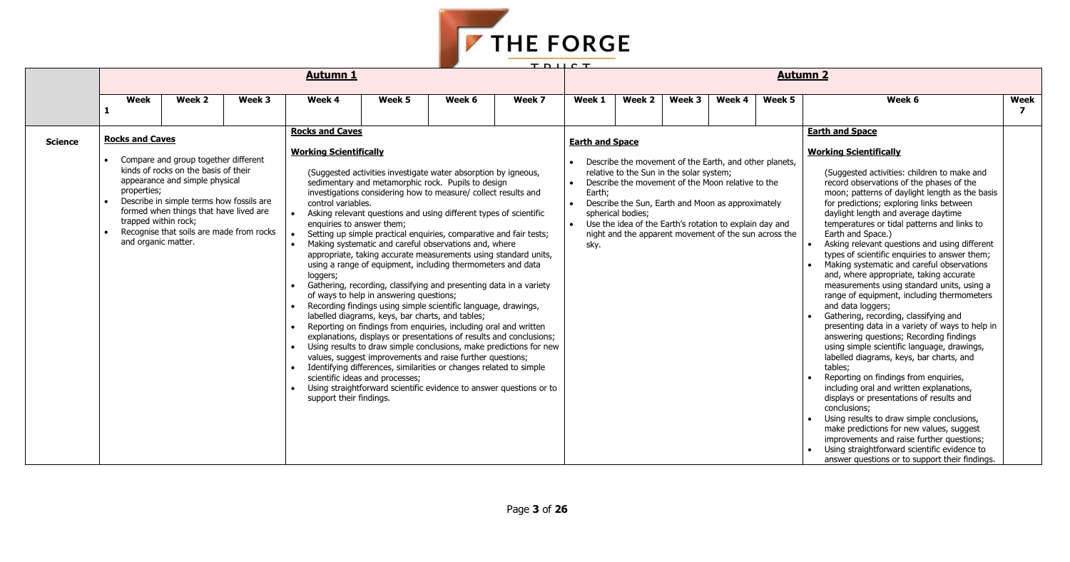| | Autumn 1 | | | | | | | Autumn 2 | | | | | | |
|---|---|---|---|---|---|---|---|---|---|---|---|---|---|---|
| | Week 1 | Week 2 | Week 3 | Week 4 | Week 5 | Week 6 | Week 7 | Week 1 | Week 2 | Week 3 | Week 4 | Week 5 | Week 6 | Week 7 |
| **Science** | **Rocks and Caves**<br><br>• Compare and group together different kinds of rocks on the basis of their appearance and simple physical properties;<br>• Describe in simple terms how fossils are formed when things that have lived are trapped within rock;<br>• Recognise that soils are made from rocks and organic matter. | | | **Rocks and Caves**<br><br>**Working Scientifically**<br><br>(Suggested activities investigate water absorption by igneous, sedimentary and metamorphic rock. Pupils to design investigations considering how to measure/ collect results and control variables.<br>• Asking relevant questions and using different types of scientific enquiries to answer them;<br>• Setting up simple practical enquiries, comparative and fair tests;<br>• Making systematic and careful observations and, where appropriate, taking accurate measurements using standard units, using a range of equipment, including thermometers and data loggers;<br>• Gathering, recording, classifying and presenting data in a variety of ways to help in answering questions;<br>• Recording findings using simple scientific language, drawings, labelled diagrams, keys, bar charts, and tables;<br>• Reporting on findings from enquiries, including oral and written explanations, displays or presentations of results and conclusions;<br>• Using results to draw simple conclusions, make predictions for new values, suggest improvements and raise further questions;<br>• Identifying differences, similarities or changes related to simple scientific ideas and processes;<br>• Using straightforward scientific evidence to answer questions or to support their findings. | | | | **Earth and Space**<br><br>• Describe the movement of the Earth, and other planets, relative to the Sun in the solar system;<br>• Describe the movement of the Moon relative to the Earth;<br>• Describe the Sun, Earth and Moon as approximately spherical bodies;<br>• Use the idea of the Earth's rotation to explain day and night and the apparent movement of the sun across the sky. | | | | | **Earth and Space**<br><br>**Working Scientifically**<br><br>(Suggested activities: children to make and record observations of the phases of the moon; patterns of daylight length as the basis for predictions; exploring links between daylight length and average daytime temperatures or tidal patterns and links to Earth and Space.)<br>• Asking relevant questions and using different types of scientific enquiries to answer them;<br>• Making systematic and careful observations and, where appropriate, taking accurate measurements using standard units, using a range of equipment, including thermometers and data loggers;<br>• Gathering, recording, classifying and presenting data in a variety of ways to help in answering questions; Recording findings using simple scientific language, drawings, labelled diagrams, keys, bar charts, and tables;<br>• Reporting on findings from enquiries, including oral and written explanations, displays or presentations of results and conclusions;<br>• Using results to draw simple conclusions, make predictions for new values, suggest improvements and raise further questions;<br>• Using straightforward scientific evidence to answer questions or to support their findings. | |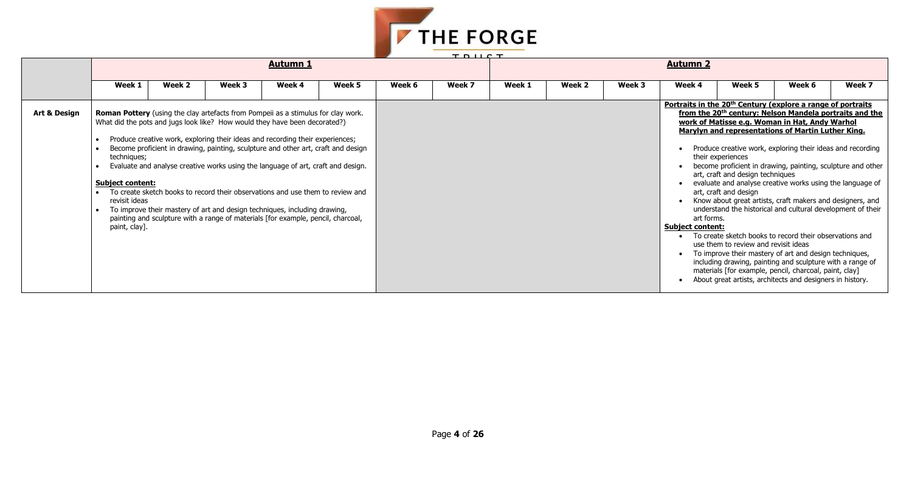| | Autumn 1 | | | | | | | Autumn 2 | | | | | | |
|---|---|---|---|---|---|---|---|---|---|---|---|---|---|---|
| | Week 1 | Week 2 | Week 3 | Week 4 | Week 5 | Week 6 | Week 7 | Week 1 | Week 2 | Week 3 | Week 4 | Week 5 | Week 6 | Week 7 |
| **Art & Design** | **Roman Pottery** (using the clay artefacts from Pompeii as a stimulus for clay work. What did the pots and jugs look like? How would they have been decorated?)<br>• Produce creative work, exploring their ideas and recording their experiences;<br>• Become proficient in drawing, painting, sculpture and other art, craft and design techniques;<br>• Evaluate and analyse creative works using the language of art, craft and design.<br>**Subject content:**<br>• To create sketch books to record their observations and use them to review and revisit ideas<br>• To improve their mastery of art and design techniques, including drawing, painting and sculpture with a range of materials [for example, pencil, charcoal, paint, clay]. | | | | | | | | | | **Portraits in the 20th Century (explore a range of portraits from the 20th century: Nelson Mandela portraits and the work of Matisse e.g. Woman in Hat, Andy Warhol Marylyn and representations of Martin Luther King.**<br>• Produce creative work, exploring their ideas and recording their experiences<br>• become proficient in drawing, painting, sculpture and other art, craft and design techniques<br>• evaluate and analyse creative works using the language of art, craft and design<br>• Know about great artists, craft makers and designers, and understand the historical and cultural development of their art forms.<br>**Subject content:**<br>• To create sketch books to record their observations and use them to review and revisit ideas<br>• To improve their mastery of art and design techniques, including drawing, painting and sculpture with a range of materials [for example, pencil, charcoal, paint, clay]<br>• About great artists, architects and designers in history. | | | |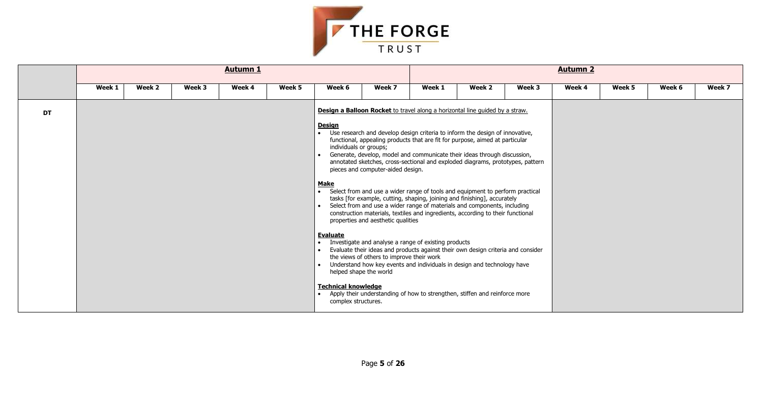| | **Autumn 1** | | | | | | | **Autumn 2** | | | | | | |
|---|---|---|---|---|---|---|---|---|---|---|---|---|---|---|
| | Week 1 | Week 2 | Week 3 | Week 4 | Week 5 | Week 6 | Week 7 | Week 1 | Week 2 | Week 3 | Week 4 | Week 5 | Week 6 | Week 7 |
| **DT** | | | | | | **Design a Balloon Rocket** to travel along a horizontal line guided by a straw.<br><br>**Design**<br>• Use research and develop design criteria to inform the design of innovative, functional, appealing products that are fit for purpose, aimed at particular individuals or groups;<br>• Generate, develop, model and communicate their ideas through discussion, annotated sketches, cross-sectional and exploded diagrams, prototypes, pattern pieces and computer-aided design.<br><br>**Make**<br>• Select from and use a wider range of tools and equipment to perform practical tasks [for example, cutting, shaping, joining and finishing], accurately<br>• Select from and use a wider range of materials and components, including construction materials, textiles and ingredients, according to their functional properties and aesthetic qualities<br><br>**Evaluate**<br>• Investigate and analyse a range of existing products<br>• Evaluate their ideas and products against their own design criteria and consider the views of others to improve their work<br>• Understand how key events and individuals in design and technology have helped shape the world<br><br>**Technical knowledge**<br>• Apply their understanding of how to strengthen, stiffen and reinforce more complex structures. | | | | | | | | |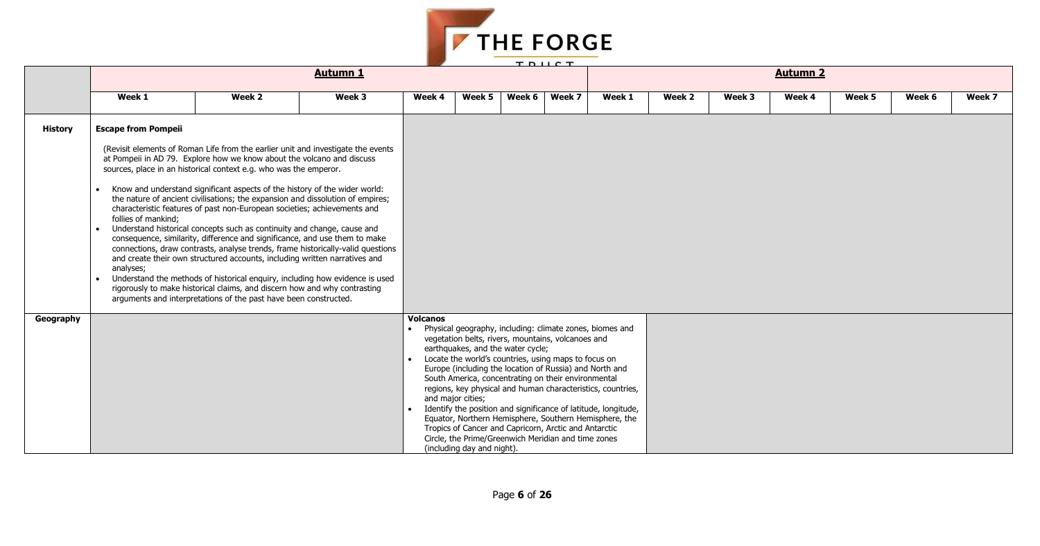| | Autumn 1 | | | | | | | Autumn 2 | | | | | | |
|---|---|---|---|---|---|---|---|---|---|---|---|---|---|---|
| | Week 1 | Week 2 | Week 3 | Week 4 | Week 5 | Week 6 | Week 7 | Week 1 | Week 2 | Week 3 | Week 4 | Week 5 | Week 6 | Week 7 |
| **History** | **Escape from Pompeii**<br><br>(Revisit elements of Roman Life from the earlier unit and investigate the events at Pompeii in AD 79. Explore how we know about the volcano and discuss sources, place in an historical context e.g. who was the emperor.<br><br>• Know and understand significant aspects of the history of the wider world: the nature of ancient civilisations; the expansion and dissolution of empires; characteristic features of past non-European societies; achievements and follies of mankind;<br>• Understand historical concepts such as continuity and change, cause and consequence, similarity, difference and significance, and use them to make connections, draw contrasts, analyse trends, frame historically-valid questions and create their own structured accounts, including written narratives and analyses;<br>• Understand the methods of historical enquiry, including how evidence is used rigorously to make historical claims, and discern how and why contrasting arguments and interpretations of the past have been constructed. | | | | | | | | | | | | | |
| **Geography** | | | | **Volcanos**<br>• Physical geography, including: climate zones, biomes and vegetation belts, rivers, mountains, volcanoes and earthquakes, and the water cycle;<br>• Locate the world's countries, using maps to focus on Europe (including the location of Russia) and North and South America, concentrating on their environmental regions, key physical and human characteristics, countries, and major cities;<br>• Identify the position and significance of latitude, longitude, Equator, Northern Hemisphere, Southern Hemisphere, the Tropics of Cancer and Capricorn, Arctic and Antarctic Circle, the Prime/Greenwich Meridian and time zones (including day and night). | | | | | | | | | | |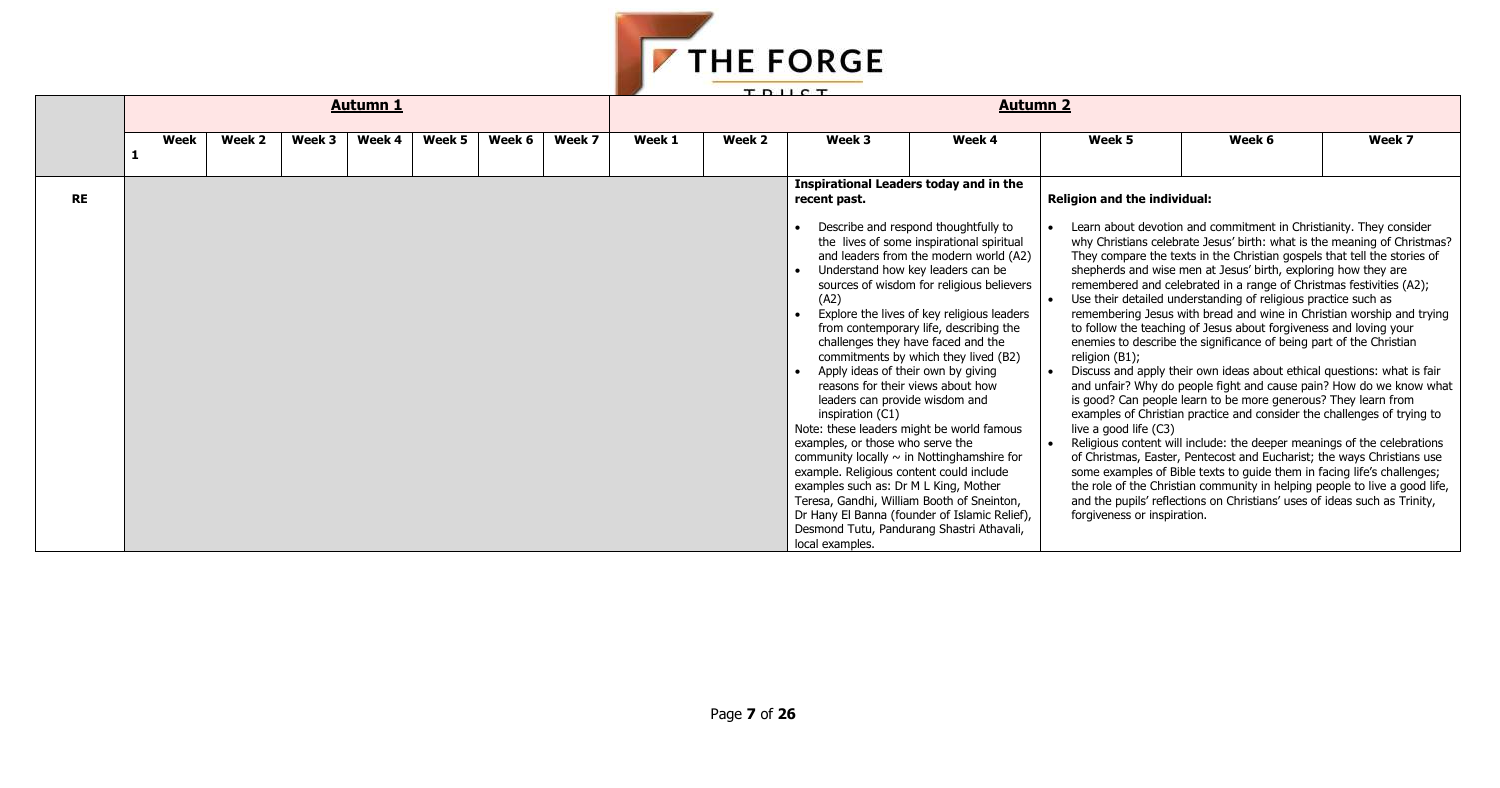| | Autumn 1 | | | | | | | Autumn 2 | | | | | | |
|---|---|---|---|---|---|---|---|---|---|---|---|---|---|---|
| | Week 1 | Week 2 | Week 3 | Week 4 | Week 5 | Week 6 | Week 7 | Week 1 | Week 2 | Week 3 | Week 4 | Week 5 | Week 6 | Week 7 |
| **RE** | | | | | | | | | | **Inspirational Leaders today and in the recent past.**<br><br>• Describe and respond thoughtfully to the lives of some inspirational spiritual and leaders from the modern world (A2)<br>• Understand how key leaders can be sources of wisdom for religious believers (A2)<br>• Explore the lives of key religious leaders from contemporary life, describing the challenges they have faced and the commitments by which they lived (B2)<br>• Apply ideas of their own by giving reasons for their views about how leaders can provide wisdom and inspiration (C1)<br><br>Note: these leaders might be world famous examples, or those who serve the community locally ~ in Nottinghamshire for example. Religious content could include examples such as: Dr M L King, Mother Teresa, Gandhi, William Booth of Sneinton, Dr Hany El Banna (founder of Islamic Relief), Desmond Tutu, Pandurang Shastri Athavali, local examples. | | **Religion and the individual:**<br><br>• Learn about devotion and commitment in Christianity. They consider why Christians celebrate Jesus' birth: what is the meaning of Christmas? They compare the texts in the Christian gospels that tell the stories of shepherds and wise men at Jesus' birth, exploring how they are remembered and celebrated in a range of Christmas festivities (A2);<br>• Use their detailed understanding of religious practice such as remembering Jesus with bread and wine in Christian worship and trying to follow the teaching of Jesus about forgiveness and loving your enemies to describe the significance of being part of the Christian religion (B1);<br>• Discuss and apply their own ideas about ethical questions: what is fair and unfair? Why do people fight and cause pain? How do we know what is good? Can people learn to be more generous? They learn from examples of Christian practice and consider the challenges of trying to live a good life (C3)<br>• Religious content will include: the deeper meanings of the celebrations of Christmas, Easter, Pentecost and Eucharist; the ways Christians use some examples of Bible texts to guide them in facing life's challenges; the role of the Christian community in helping people to live a good life, and the pupils' reflections on Christians' uses of ideas such as Trinity, forgiveness or inspiration. | | |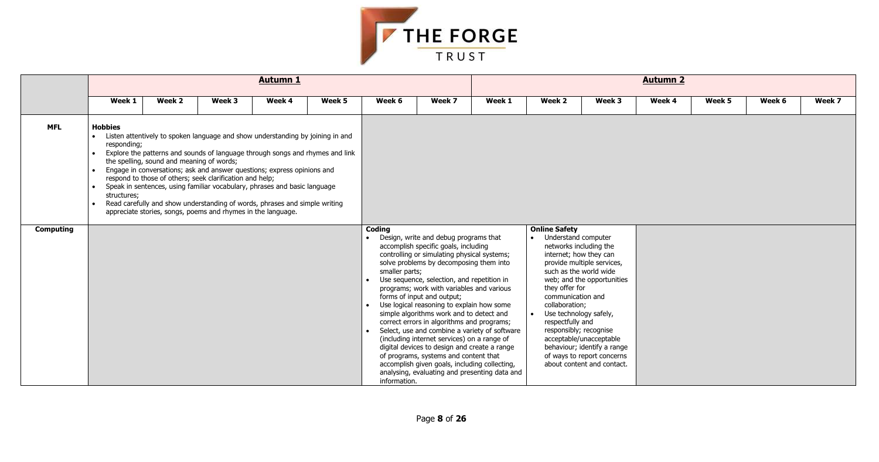|  | Autumn 1 | | | | | | | Autumn 2 | | | | | | |
|---|---|---|---|---|---|---|---|---|---|---|---|---|---|---|
|  | Week 1 | Week 2 | Week 3 | Week 4 | Week 5 | Week 6 | Week 7 | Week 1 | Week 2 | Week 3 | Week 4 | Week 5 | Week 6 | Week 7 |
| **MFL** | **Hobbies**<br>• Listen attentively to spoken language and show understanding by joining in and responding;<br>• Explore the patterns and sounds of language through songs and rhymes and link the spelling, sound and meaning of words;<br>• Engage in conversations; ask and answer questions; express opinions and respond to those of others; seek clarification and help;<br>• Speak in sentences, using familiar vocabulary, phrases and basic language structures;<br>• Read carefully and show understanding of words, phrases and simple writing appreciate stories, songs, poems and rhymes in the language. | | | | | | | | | | | | | |
| **Computing** | | | | | | **Coding**<br>• Design, write and debug programs that accomplish specific goals, including controlling or simulating physical systems; solve problems by decomposing them into smaller parts;<br>• Use sequence, selection, and repetition in programs; work with variables and various forms of input and output;<br>• Use logical reasoning to explain how some simple algorithms work and to detect and correct errors in algorithms and programs;<br>• Select, use and combine a variety of software (including internet services) on a range of digital devices to design and create a range of programs, systems and content that accomplish given goals, including collecting, analysing, evaluating and presenting data and information. | | | **Online Safety**<br>• Understand computer networks including the internet; how they can provide multiple services, such as the world wide web; and the opportunities they offer for communication and collaboration;<br>• Use technology safely, respectfully and responsibly; recognise acceptable/unacceptable behaviour; identify a range of ways to report concerns about content and contact. | | | | | |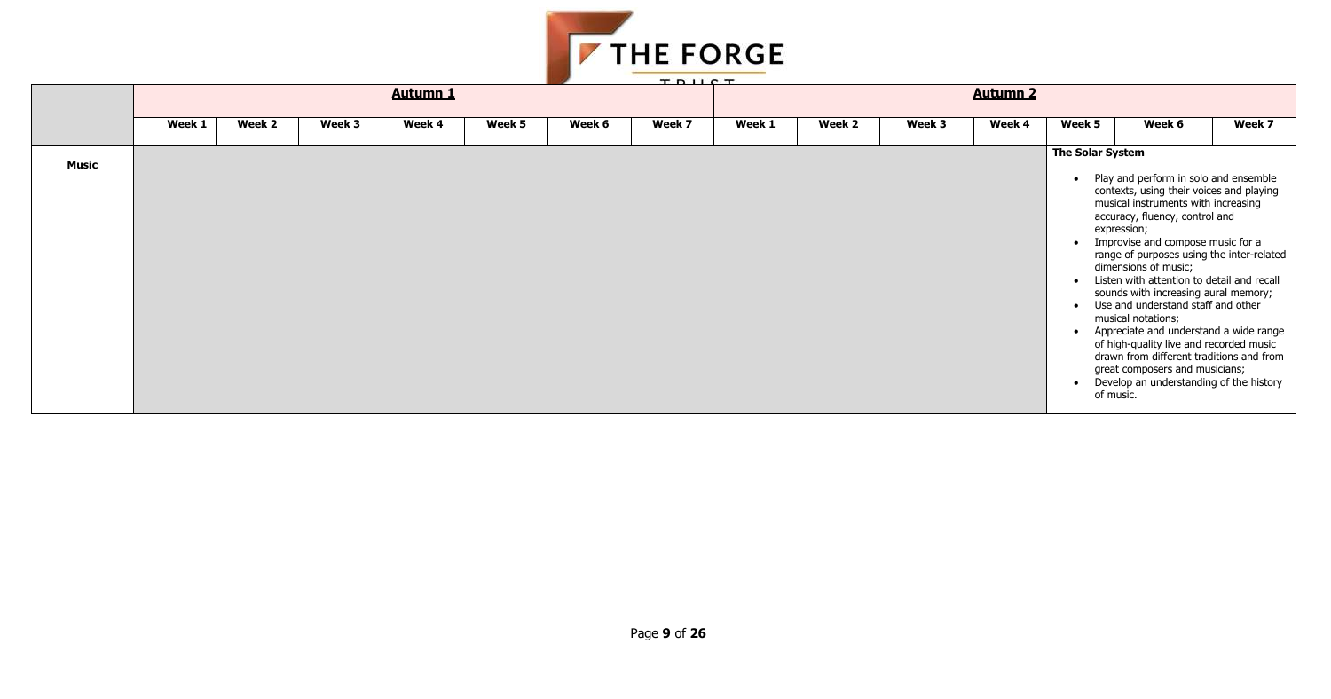| | Autumn 1 | | | | | | | Autumn 2 | | | | | | |
|---|---|---|---|---|---|---|---|---|---|---|---|---|---|---|
| | Week 1 | Week 2 | Week 3 | Week 4 | Week 5 | Week 6 | Week 7 | Week 1 | Week 2 | Week 3 | Week 4 | Week 5 | Week 6 | Week 7 |
| **Music** | | | | | | | | | | | | **The Solar System**<br>• Play and perform in solo and ensemble contexts, using their voices and playing musical instruments with increasing accuracy, fluency, control and expression;<br>• Improvise and compose music for a range of purposes using the inter-related dimensions of music;<br>• Listen with attention to detail and recall sounds with increasing aural memory;<br>• Use and understand staff and other musical notations;<br>• Appreciate and understand a wide range of high-quality live and recorded music drawn from different traditions and from great composers and musicians;<br>• Develop an understanding of the history of music. | | |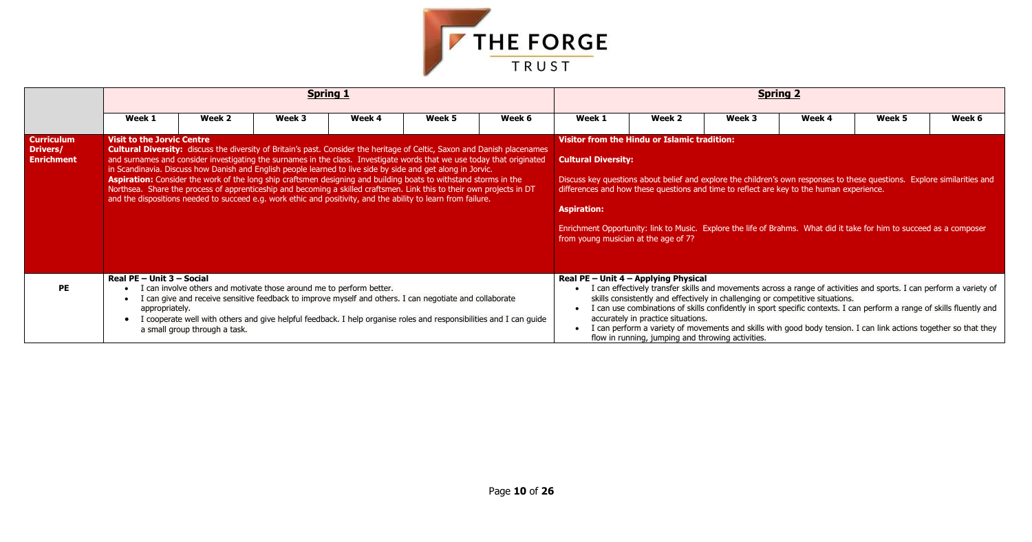| | Spring 1 | | | | | | Spring 2 | | | | | |
|---|---|---|---|---|---|---|---|---|---|---|---|---|
| | Week 1 | Week 2 | Week 3 | Week 4 | Week 5 | Week 6 | Week 1 | Week 2 | Week 3 | Week 4 | Week 5 | Week 6 |
| **Curriculum Drivers/ Enrichment** | **Visit to the Jorvic Centre**<br>**Cultural Diversity:** discuss the diversity of Britain's past. Consider the heritage of Celtic, Saxon and Danish placenames and surnames and consider investigating the surnames in the class. Investigate words that we use today that originated in Scandinavia. Discuss how Danish and English people learned to live side by side and get along in Jorvic.<br>**Aspiration:** Consider the work of the long ship craftsmen designing and building boats to withstand storms in the Northsea. Share the process of apprenticeship and becoming a skilled craftsmen. Link this to their own projects in DT and the dispositions needed to succeed e.g. work ethic and positivity, and the ability to learn from failure. | | | | | | **Visitor from the Hindu or Islamic tradition:**<br>**Cultural Diversity:**<br>Discuss key questions about belief and explore the children's own responses to these questions. Explore similarities and differences and how these questions and time to reflect are key to the human experience.<br>**Aspiration:**<br>Enrichment Opportunity: link to Music. Explore the life of Brahms. What did it take for him to succeed as a composer from young musician at the age of 7? | | | | | |
| **PE** | **Real PE – Unit 3 – Social**<br>• I can involve others and motivate those around me to perform better.<br>• I can give and receive sensitive feedback to improve myself and others. I can negotiate and collaborate appropriately.<br>• I cooperate well with others and give helpful feedback. I help organise roles and responsibilities and I can guide a small group through a task. | | | | | | **Real PE – Unit 4 – Applying Physical**<br>• I can effectively transfer skills and movements across a range of activities and sports. I can perform a variety of skills consistently and effectively in challenging or competitive situations.<br>• I can use combinations of skills confidently in sport specific contexts. I can perform a range of skills fluently and accurately in practice situations.<br>• I can perform a variety of movements and skills with good body tension. I can link actions together so that they flow in running, jumping and throwing activities. | | | | | |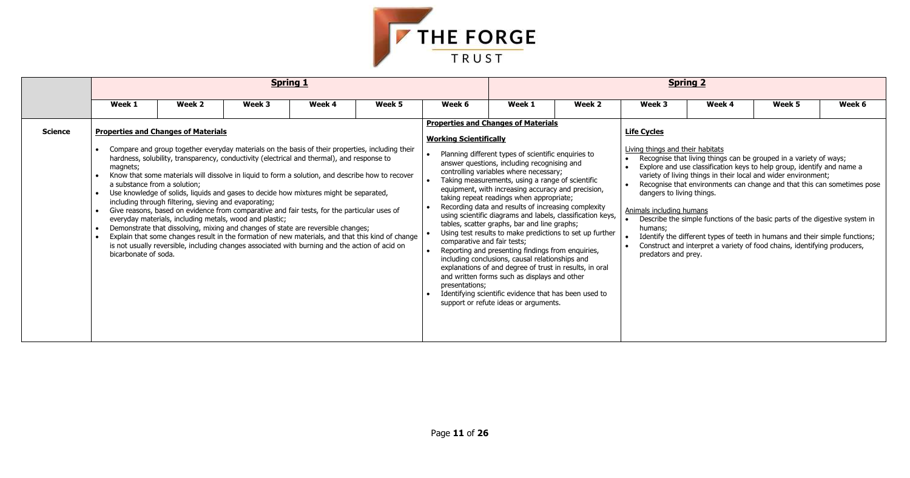| | Spring 1 | | | | | | Spring 2 | | | | | |
|---|---|---|---|---|---|---|---|---|---|---|---|---|
| | Week 1 | Week 2 | Week 3 | Week 4 | Week 5 | Week 6 | Week 1 | Week 2 | Week 3 | Week 4 | Week 5 | Week 6 |
| **Science** | **Properties and Changes of Materials**<br><br>• Compare and group together everyday materials on the basis of their properties, including their hardness, solubility, transparency, conductivity (electrical and thermal), and response to magnets;<br>• Know that some materials will dissolve in liquid to form a solution, and describe how to recover a substance from a solution;<br>• Use knowledge of solids, liquids and gases to decide how mixtures might be separated, including through filtering, sieving and evaporating;<br>• Give reasons, based on evidence from comparative and fair tests, for the particular uses of everyday materials, including metals, wood and plastic;<br>• Demonstrate that dissolving, mixing and changes of state are reversible changes;<br>• Explain that some changes result in the formation of new materials, and that this kind of change is not usually reversible, including changes associated with burning and the action of acid on bicarbonate of soda. | | | | | **Properties and Changes of Materials**<br><br>**Working Scientifically**<br><br>• Planning different types of scientific enquiries to answer questions, including recognising and controlling variables where necessary;<br>• Taking measurements, using a range of scientific equipment, with increasing accuracy and precision, taking repeat readings when appropriate;<br>• Recording data and results of increasing complexity using scientific diagrams and labels, classification keys, tables, scatter graphs, bar and line graphs;<br>• Using test results to make predictions to set up further comparative and fair tests;<br>• Reporting and presenting findings from enquiries, including conclusions, causal relationships and explanations of and degree of trust in results, in oral and written forms such as displays and other presentations;<br>• Identifying scientific evidence that has been used to support or refute ideas or arguments. | | | **Life Cycles**<br><br>Living things and their habitats<br>• Recognise that living things can be grouped in a variety of ways;<br>• Explore and use classification keys to help group, identify and name a variety of living things in their local and wider environment;<br>• Recognise that environments can change and that this can sometimes pose dangers to living things.<br><br>Animals including humans<br>• Describe the simple functions of the basic parts of the digestive system in humans;<br>• Identify the different types of teeth in humans and their simple functions;<br>• Construct and interpret a variety of food chains, identifying producers, predators and prey. | | | |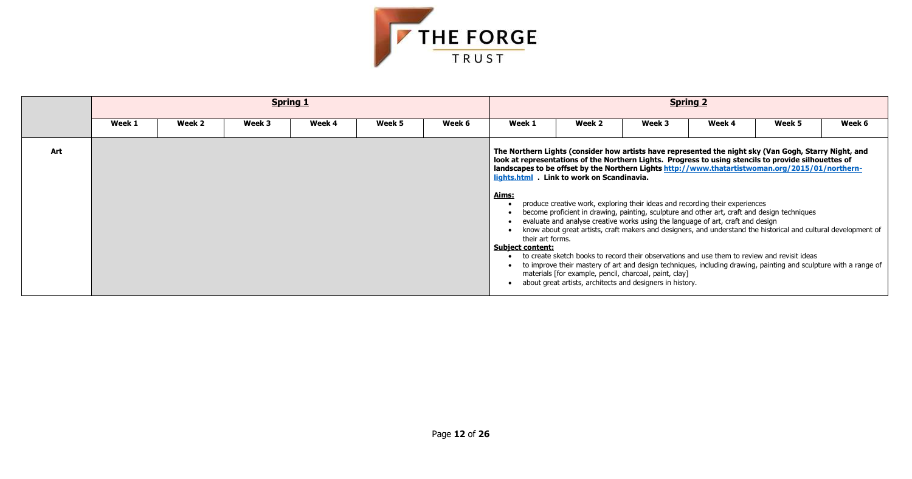| | Spring 1 | | | | | | Spring 2 | | | | | |
|---|---|---|---|---|---|---|---|---|---|---|---|---|
| | Week 1 | Week 2 | Week 3 | Week 4 | Week 5 | Week 6 | Week 1 | Week 2 | Week 3 | Week 4 | Week 5 | Week 6 |
| Art | | | | | | | **The Northern Lights (consider how artists have represented the night sky (Van Gogh, Starry Night, and look at representations of the Northern Lights. Progress to using stencils to provide silhouettes of landscapes to be offset by the Northern Lights [http://www.thatartistwoman.org/2015/01/northern-lights.html](http://www.thatartistwoman.org/2015/01/northern-lights.html) . Link to work on Scandinavia.**<br><br>**Aims:**<br>• produce creative work, exploring their ideas and recording their experiences<br>• become proficient in drawing, painting, sculpture and other art, craft and design techniques<br>• evaluate and analyse creative works using the language of art, craft and design<br>• know about great artists, craft makers and designers, and understand the historical and cultural development of their art forms.<br>**Subject content:**<br>• to create sketch books to record their observations and use them to review and revisit ideas<br>• to improve their mastery of art and design techniques, including drawing, painting and sculpture with a range of materials [for example, pencil, charcoal, paint, clay]<br>• about great artists, architects and designers in history. | | | | | |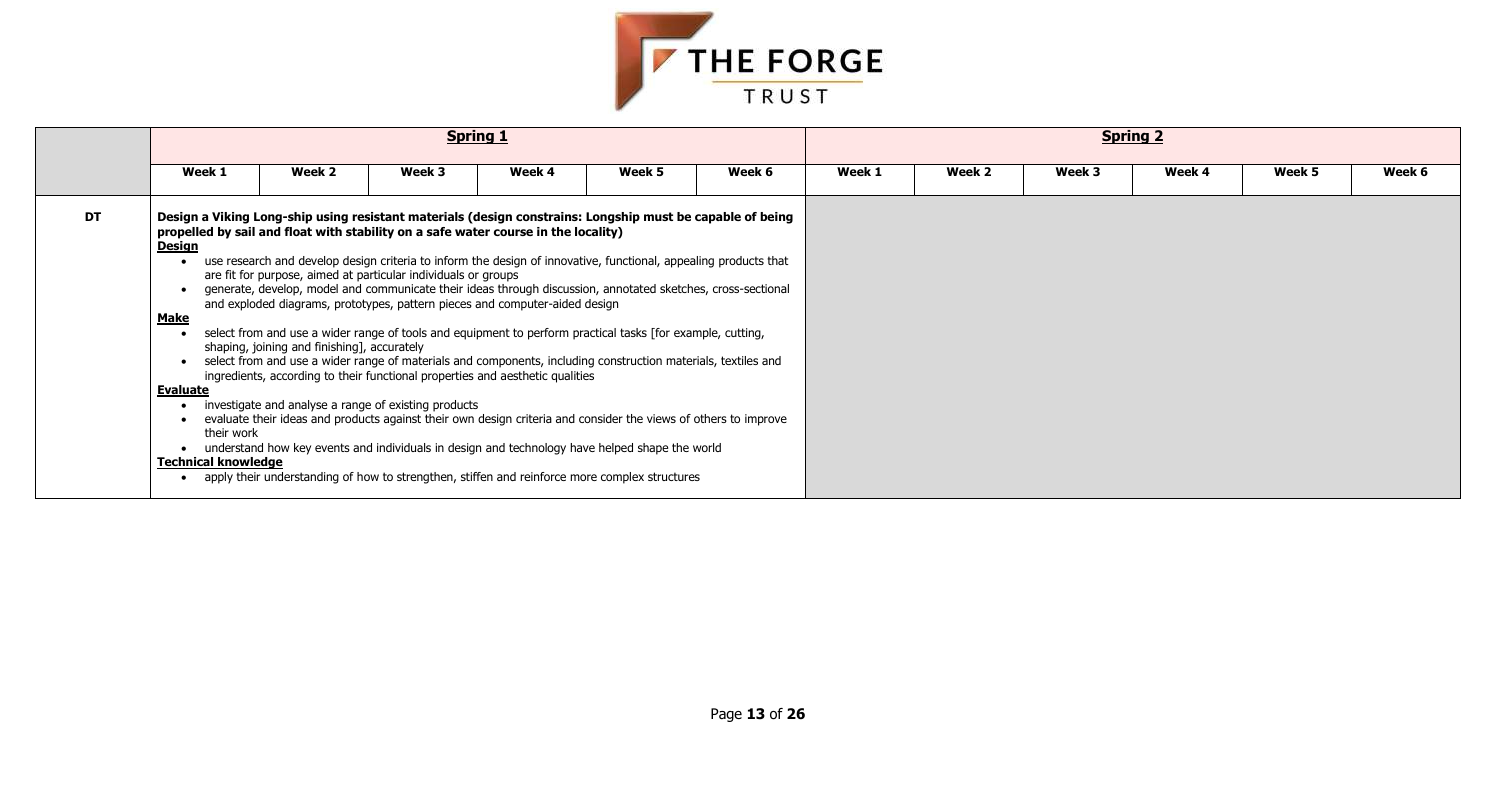| | Spring 1 | | | | | | Spring 2 | | | | | |
|---|---|---|---|---|---|---|---|---|---|---|---|---|
| | Week 1 | Week 2 | Week 3 | Week 4 | Week 5 | Week 6 | Week 1 | Week 2 | Week 3 | Week 4 | Week 5 | Week 6 |
| **DT** | **Design a Viking Long-ship using resistant materials (design constrains: Longship must be capable of being propelled by sail and float with stability on a safe water course in the locality)**<br>**Design**<br>• use research and develop design criteria to inform the design of innovative, functional, appealing products that are fit for purpose, aimed at particular individuals or groups<br>• generate, develop, model and communicate their ideas through discussion, annotated sketches, cross-sectional and exploded diagrams, prototypes, pattern pieces and computer-aided design<br>**Make**<br>• select from and use a wider range of tools and equipment to perform practical tasks [for example, cutting, shaping, joining and finishing], accurately<br>• select from and use a wider range of materials and components, including construction materials, textiles and ingredients, according to their functional properties and aesthetic qualities<br>**Evaluate**<br>• investigate and analyse a range of existing products<br>• evaluate their ideas and products against their own design criteria and consider the views of others to improve their work<br>• understand how key events and individuals in design and technology have helped shape the world<br>**Technical knowledge**<br>• apply their understanding of how to strengthen, stiffen and reinforce more complex structures | | | | | | | | | | | |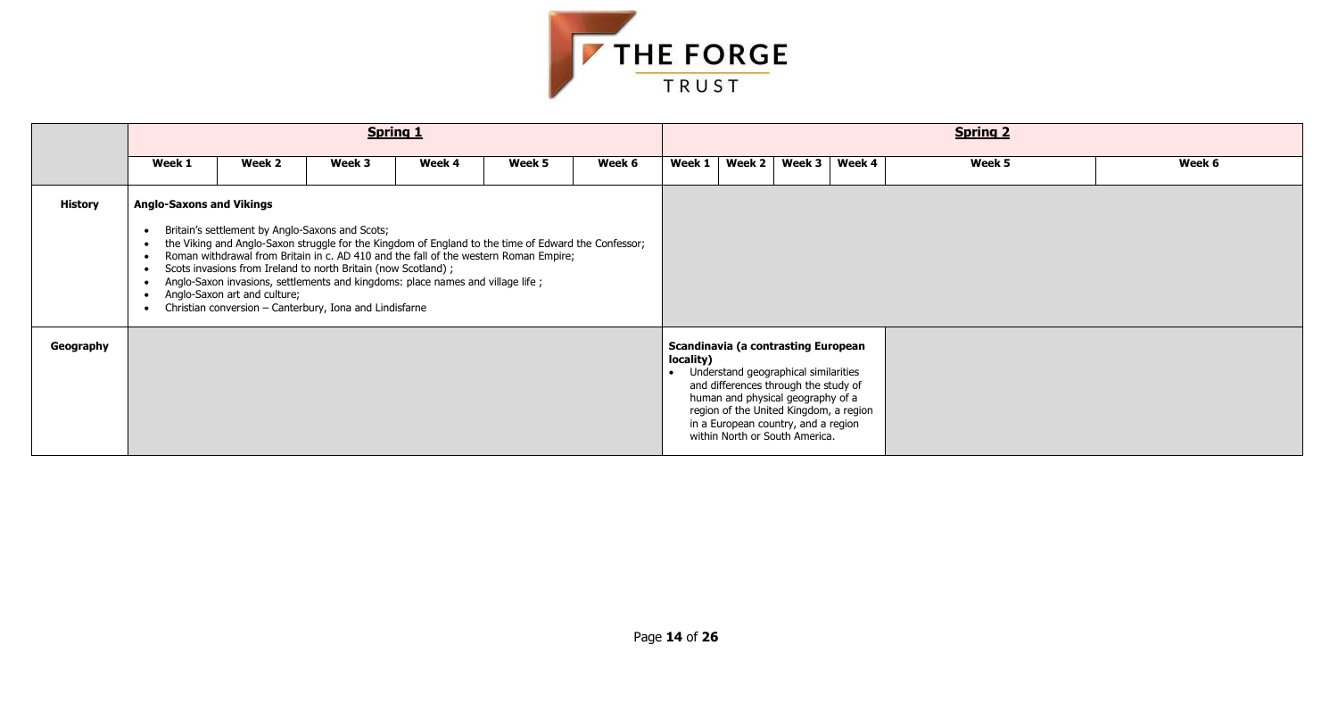|  | **Spring 1** | | | | | | **Spring 2** | | | | | |
|---|---|---|---|---|---|---|---|---|---|---|---|---|
|  | **Week 1** | **Week 2** | **Week 3** | **Week 4** | **Week 5** | **Week 6** | **Week 1** | **Week 2** | **Week 3** | **Week 4** | **Week 5** | **Week 6** |
| **History** | **Anglo-Saxons and Vikings**<br>• Britain's settlement by Anglo-Saxons and Scots;<br>• the Viking and Anglo-Saxon struggle for the Kingdom of England to the time of Edward the Confessor;<br>• Roman withdrawal from Britain in c. AD 410 and the fall of the western Roman Empire;<br>• Scots invasions from Ireland to north Britain (now Scotland) ;<br>• Anglo-Saxon invasions, settlements and kingdoms: place names and village life ;<br>• Anglo-Saxon art and culture;<br>• Christian conversion – Canterbury, Iona and Lindisfarne | | | | | | | | | | | |
| **Geography** | | | | | | | **Scandinavia (a contrasting European locality)**<br>• Understand geographical similarities and differences through the study of human and physical geography of a region of the United Kingdom, a region in a European country, and a region within North or South America. | | | | | |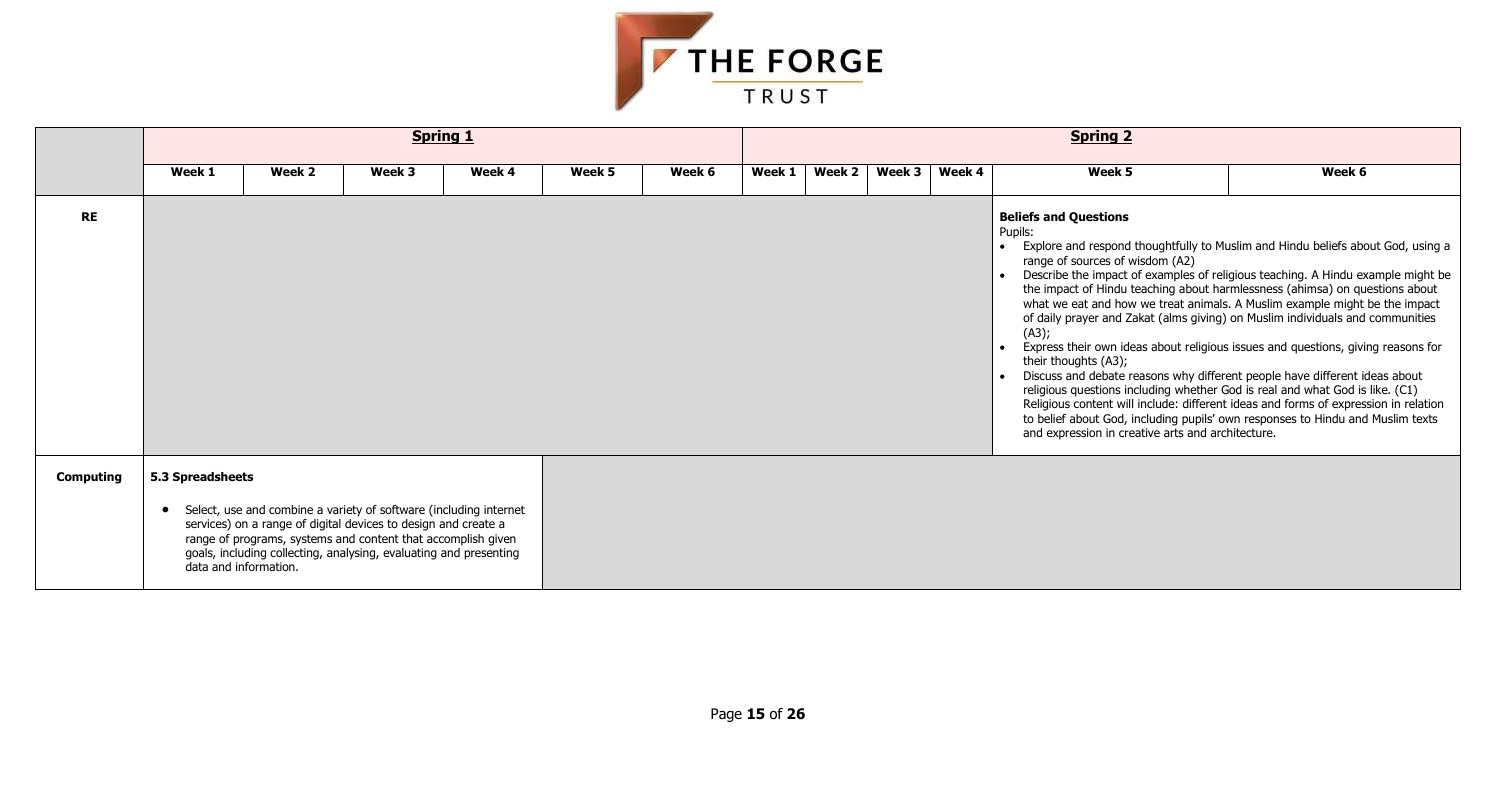| | Spring 1 | | | | | | Spring 2 | | | | | |
|---|---|---|---|---|---|---|---|---|---|---|---|---|
| | Week 1 | Week 2 | Week 3 | Week 4 | Week 5 | Week 6 | Week 1 | Week 2 | Week 3 | Week 4 | Week 5 | Week 6 |
| **RE** | | | | | | | | | | | **Beliefs and Questions**<br>Pupils:<br>• Explore and respond thoughtfully to Muslim and Hindu beliefs about God, using a range of sources of wisdom (A2)<br>• Describe the impact of examples of religious teaching. A Hindu example might be the impact of Hindu teaching about harmlessness (ahimsa) on questions about what we eat and how we treat animals. A Muslim example might be the impact of daily prayer and Zakat (alms giving) on Muslim individuals and communities (A3);<br>• Express their own ideas about religious issues and questions, giving reasons for their thoughts (A3);<br>• Discuss and debate reasons why different people have different ideas about religious questions including whether God is real and what God is like. (C1)<br>Religious content will include: different ideas and forms of expression in relation to belief about God, including pupils' own responses to Hindu and Muslim texts and expression in creative arts and architecture. | |
| **Computing** | **5.3 Spreadsheets**<br>• Select, use and combine a variety of software (including internet services) on a range of digital devices to design and create a range of programs, systems and content that accomplish given goals, including collecting, analysing, evaluating and presenting data and information. | | | | | | | | | | | |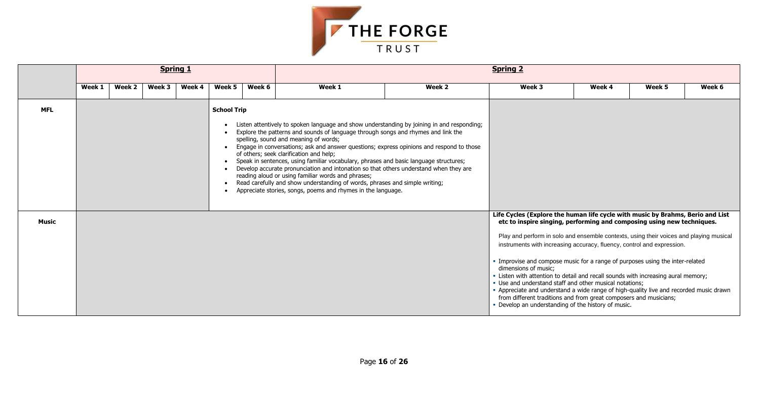| | **Spring 1** | | | | | | **Spring 2** | | | | | |
|---|---|---|---|---|---|---|---|---|---|---|---|---|
| | **Week 1** | **Week 2** | **Week 3** | **Week 4** | **Week 5** | **Week 6** | **Week 1** | **Week 2** | **Week 3** | **Week 4** | **Week 5** | **Week 6** |
| **MFL** | | | | | **School Trip**<br><br>• Listen attentively to spoken language and show understanding by joining in and responding;<br>• Explore the patterns and sounds of language through songs and rhymes and link the spelling, sound and meaning of words;<br>• Engage in conversations; ask and answer questions; express opinions and respond to those of others; seek clarification and help;<br>• Speak in sentences, using familiar vocabulary, phrases and basic language structures;<br>• Develop accurate pronunciation and intonation so that others understand when they are reading aloud or using familiar words and phrases;<br>• Read carefully and show understanding of words, phrases and simple writing;<br>• Appreciate stories, songs, poems and rhymes in the language. | | | | | | | |
| **Music** | | | | | | | | | **Life Cycles (Explore the human life cycle with music by Brahms, Berio and List etc to inspire singing, performing and composing using new techniques.**<br><br>Play and perform in solo and ensemble contexts, using their voices and playing musical instruments with increasing accuracy, fluency, control and expression.<br><br>• Improvise and compose music for a range of purposes using the inter-related dimensions of music;<br>• Listen with attention to detail and recall sounds with increasing aural memory;<br>• Use and understand staff and other musical notations;<br>• Appreciate and understand a wide range of high-quality live and recorded music drawn from different traditions and from great composers and musicians;<br>• Develop an understanding of the history of music. | | | |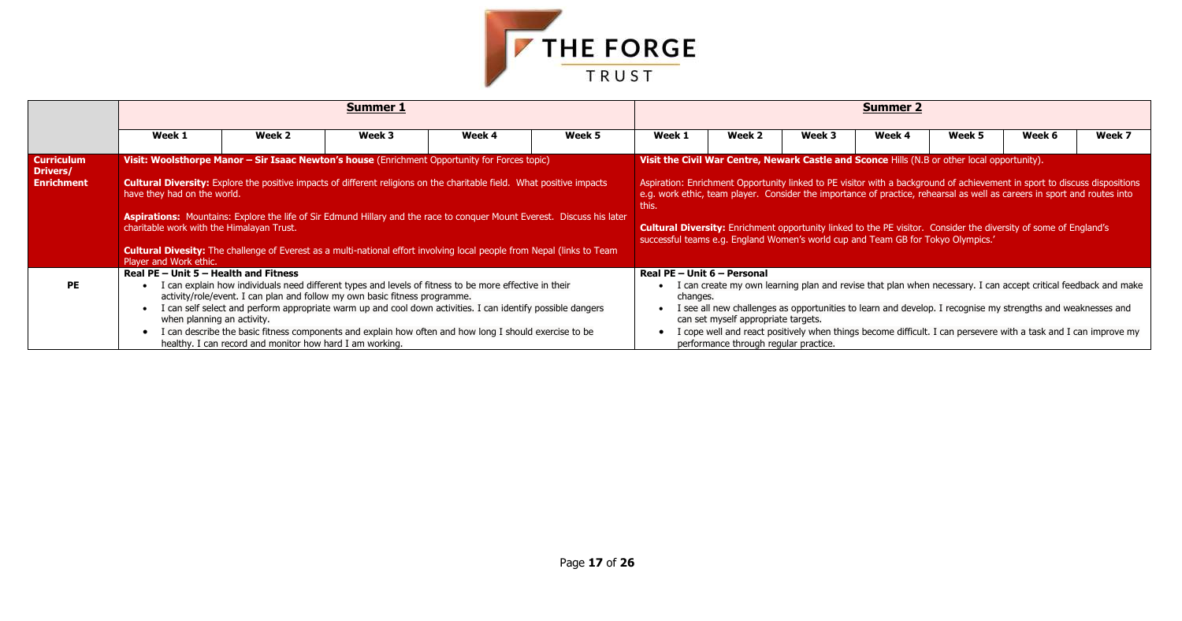| | **Summer 1** | | | | | **Summer 2** | | | | | | |
|---|---|---|---|---|---|---|---|---|---|---|---|---|
| | **Week 1** | **Week 2** | **Week 3** | **Week 4** | **Week 5** | **Week 1** | **Week 2** | **Week 3** | **Week 4** | **Week 5** | **Week 6** | **Week 7** |
| **Curriculum Drivers/ Enrichment** | **Visit: Woolsthorpe Manor – Sir Isaac Newton's house** (Enrichment Opportunity for Forces topic)<br><br>**Cultural Diversity:** Explore the positive impacts of different religions on the charitable field. What positive impacts have they had on the world.<br><br>**Aspirations:** Mountains: Explore the life of Sir Edmund Hillary and the race to conquer Mount Everest. Discuss his later charitable work with the Himalayan Trust.<br><br>**Cultural Divesity:** The challenge of Everest as a multi-national effort involving local people from Nepal (links to Team Player and Work ethic. | | | | | **Visit the Civil War Centre, Newark Castle and Sconce** Hills (N.B or other local opportunity).<br><br>Aspiration: Enrichment Opportunity linked to PE visitor with a background of achievement in sport to discuss dispositions e.g. work ethic, team player. Consider the importance of practice, rehearsal as well as careers in sport and routes into this.<br><br>**Cultural Diversity:** Enrichment opportunity linked to the PE visitor. Consider the diversity of some of England's successful teams e.g. England Women's world cup and Team GB for Tokyo Olympics.' | | | | | | |
| **PE** | **Real PE – Unit 5 – Health and Fitness**<br>• I can explain how individuals need different types and levels of fitness to be more effective in their activity/role/event. I can plan and follow my own basic fitness programme.<br>• I can self select and perform appropriate warm up and cool down activities. I can identify possible dangers when planning an activity.<br>• I can describe the basic fitness components and explain how often and how long I should exercise to be healthy. I can record and monitor how hard I am working. | | | | | **Real PE – Unit 6 – Personal**<br>• I can create my own learning plan and revise that plan when necessary. I can accept critical feedback and make changes.<br>• I see all new challenges as opportunities to learn and develop. I recognise my strengths and weaknesses and can set myself appropriate targets.<br>• I cope well and react positively when things become difficult. I can persevere with a task and I can improve my performance through regular practice. | | | | | | |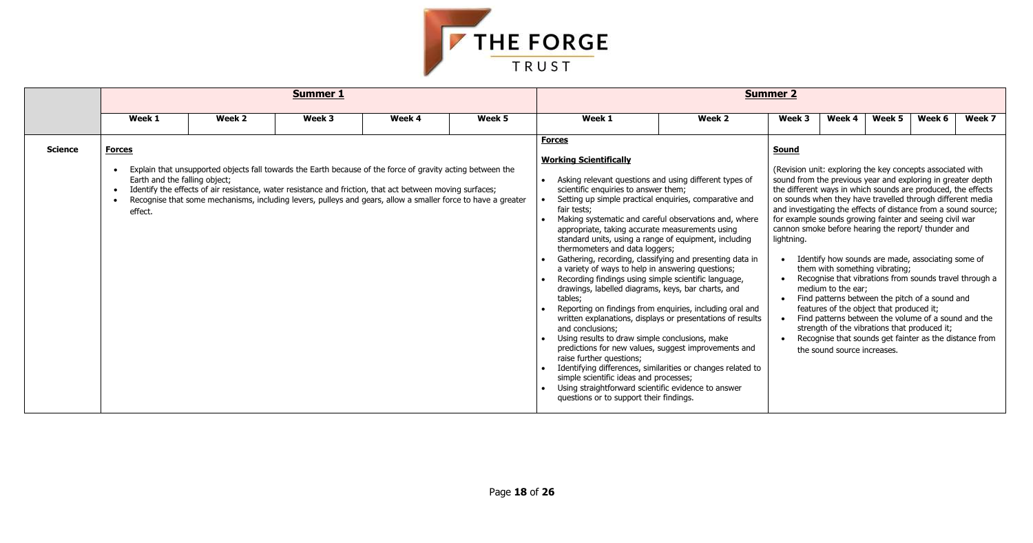| | Summer 1 | | | | | Summer 2 | | | | | | |
|---|---|---|---|---|---|---|---|---|---|---|---|---|
| | **Week 1** | **Week 2** | **Week 3** | **Week 4** | **Week 5** | **Week 1** | **Week 2** | **Week 3** | **Week 4** | **Week 5** | **Week 6** | **Week 7** |
| **Science** | **Forces**<br><br>• Explain that unsupported objects fall towards the Earth because of the force of gravity acting between the Earth and the falling object;<br>• Identify the effects of air resistance, water resistance and friction, that act between moving surfaces;<br>• Recognise that some mechanisms, including levers, pulleys and gears, allow a smaller force to have a greater effect. | | | | | **Forces**<br><br>**Working Scientifically**<br><br>• Asking relevant questions and using different types of scientific enquiries to answer them;<br>• Setting up simple practical enquiries, comparative and fair tests;<br>• Making systematic and careful observations and, where appropriate, taking accurate measurements using standard units, using a range of equipment, including thermometers and data loggers;<br>• Gathering, recording, classifying and presenting data in a variety of ways to help in answering questions;<br>• Recording findings using simple scientific language, drawings, labelled diagrams, keys, bar charts, and tables;<br>• Reporting on findings from enquiries, including oral and written explanations, displays or presentations of results and conclusions;<br>• Using results to draw simple conclusions, make predictions for new values, suggest improvements and raise further questions;<br>• Identifying differences, similarities or changes related to simple scientific ideas and processes;<br>• Using straightforward scientific evidence to answer questions or to support their findings. | | **Sound**<br><br>(Revision unit: exploring the key concepts associated with sound from the previous year and exploring in greater depth the different ways in which sounds are produced, the effects on sounds when they have travelled through different media and investigating the effects of distance from a sound source; for example sounds growing fainter and seeing civil war cannon smoke before hearing the report/ thunder and lightning.<br><br>• Identify how sounds are made, associating some of them with something vibrating;<br>• Recognise that vibrations from sounds travel through a medium to the ear;<br>• Find patterns between the pitch of a sound and features of the object that produced it;<br>• Find patterns between the volume of a sound and the strength of the vibrations that produced it;<br>• Recognise that sounds get fainter as the distance from the sound source increases. | | | | |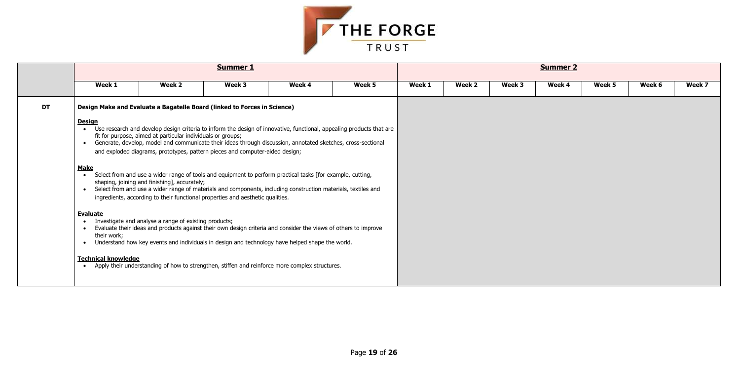| | Summer 1 | | | | | Summer 2 | | | | | | |
|---|---|---|---|---|---|---|---|---|---|---|---|---|
| | Week 1 | Week 2 | Week 3 | Week 4 | Week 5 | Week 1 | Week 2 | Week 3 | Week 4 | Week 5 | Week 6 | Week 7 |
| **DT** | **Design Make and Evaluate a Bagatelle Board (linked to Forces in Science)**<br><br>**Design**<br>• Use research and develop design criteria to inform the design of innovative, functional, appealing products that are fit for purpose, aimed at particular individuals or groups;<br>• Generate, develop, model and communicate their ideas through discussion, annotated sketches, cross-sectional and exploded diagrams, prototypes, pattern pieces and computer-aided design;<br><br>**Make**<br>• Select from and use a wider range of tools and equipment to perform practical tasks [for example, cutting, shaping, joining and finishing], accurately;<br>• Select from and use a wider range of materials and components, including construction materials, textiles and ingredients, according to their functional properties and aesthetic qualities.<br><br>**Evaluate**<br>• Investigate and analyse a range of existing products;<br>• Evaluate their ideas and products against their own design criteria and consider the views of others to improve their work;<br>• Understand how key events and individuals in design and technology have helped shape the world.<br><br>**Technical knowledge**<br>• Apply their understanding of how to strengthen, stiffen and reinforce more complex structures. | | | | | | | | | | | |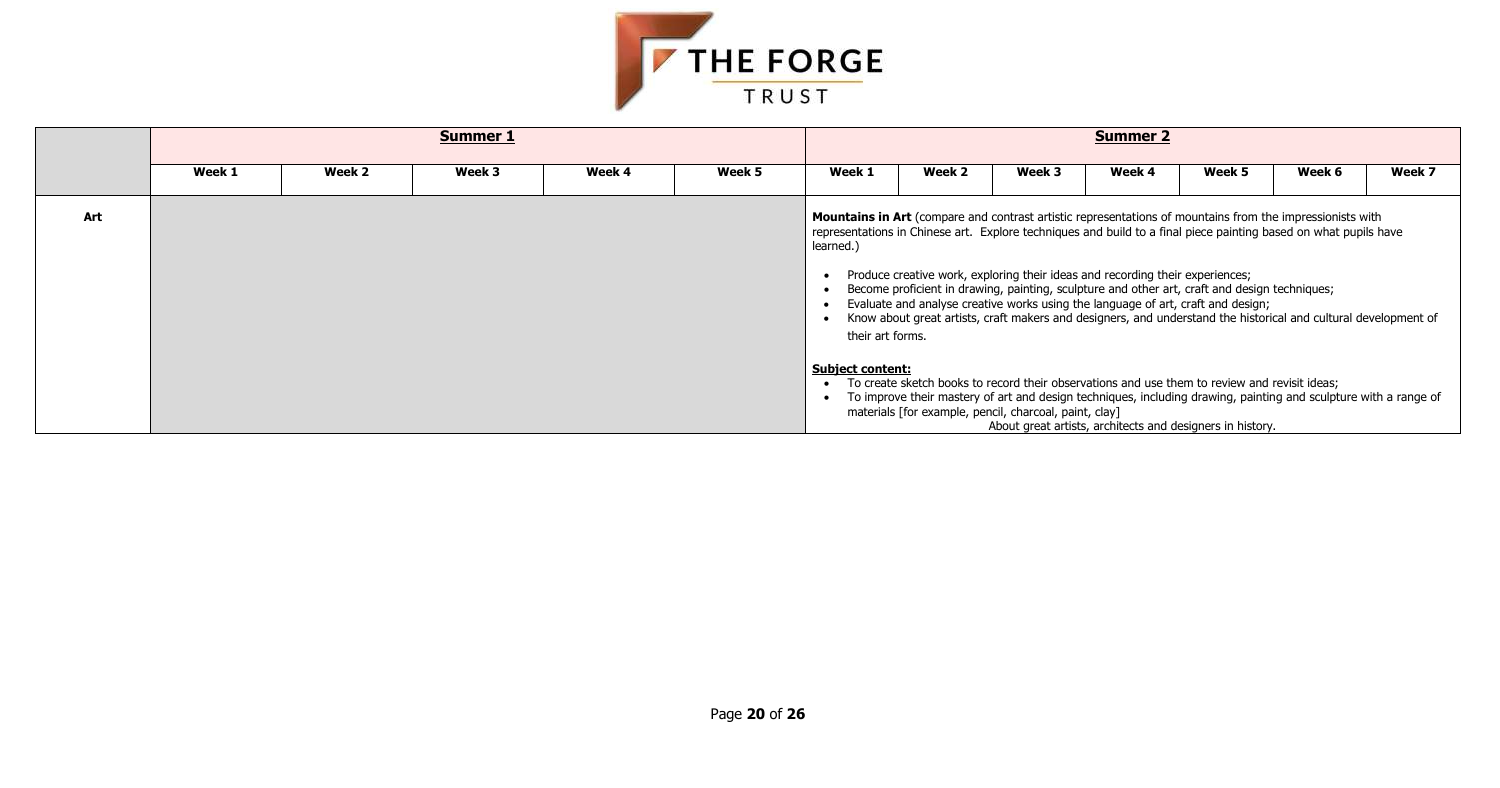THE FORGE TRUST

| | Summer 1 | | | | | Summer 2 | | | | | | |
|---|---|---|---|---|---|---|---|---|---|---|---|---|
| | Week 1 | Week 2 | Week 3 | Week 4 | Week 5 | Week 1 | Week 2 | Week 3 | Week 4 | Week 5 | Week 6 | Week 7 |
| **Art** | | | | | | **Mountains in Art** (compare and contrast artistic representations of mountains from the impressionists with representations in Chinese art. Explore techniques and build to a final piece painting based on what pupils have learned.)<br><br>• Produce creative work, exploring their ideas and recording their experiences;<br>• Become proficient in drawing, painting, sculpture and other art, craft and design techniques;<br>• Evaluate and analyse creative works using the language of art, craft and design;<br>• Know about great artists, craft makers and designers, and understand the historical and cultural development of their art forms.<br><br>**Subject content:**<br>• To create sketch books to record their observations and use them to review and revisit ideas;<br>• To improve their mastery of art and design techniques, including drawing, painting and sculpture with a range of materials [for example, pencil, charcoal, paint, clay]<br>About great artists, architects and designers in history. | | | | | | |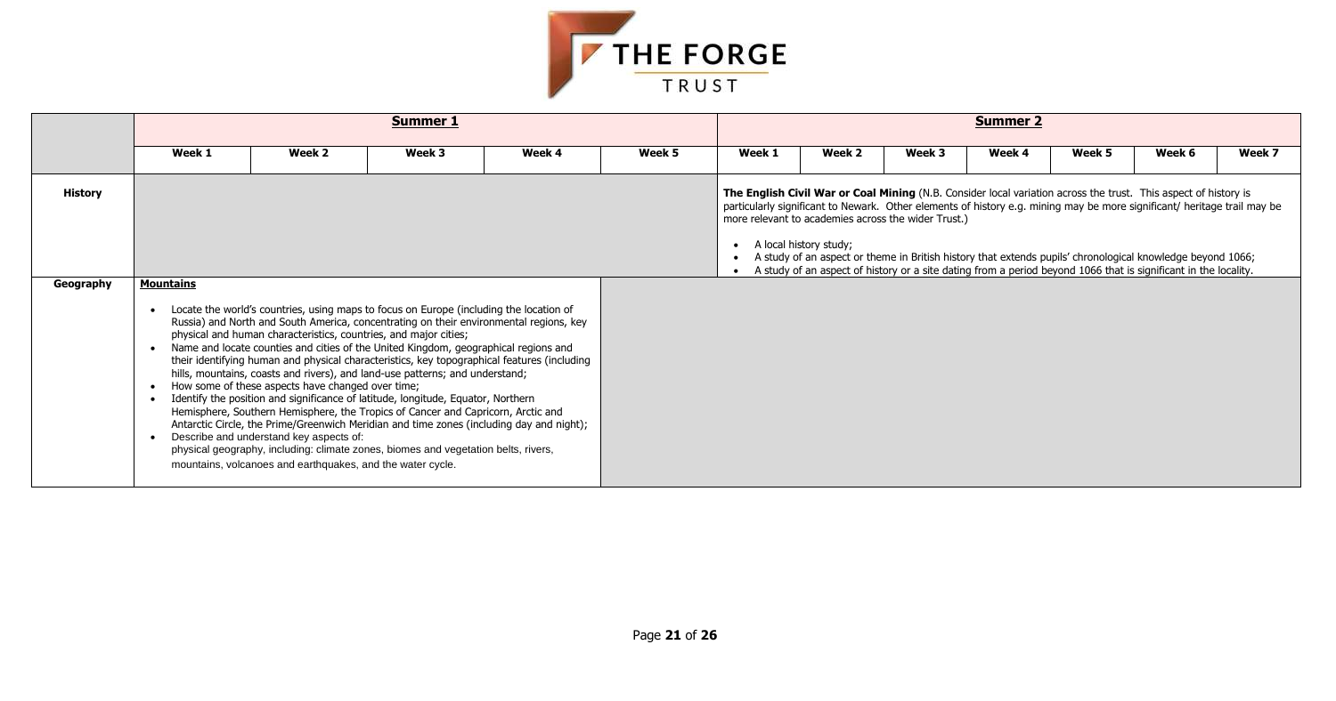| | Summer 1 | | | | | Summer 2 | | | | | | |
|---|---|---|---|---|---|---|---|---|---|---|---|---|
| | **Week 1** | **Week 2** | **Week 3** | **Week 4** | **Week 5** | **Week 1** | **Week 2** | **Week 3** | **Week 4** | **Week 5** | **Week 6** | **Week 7** |
| **History** | | | | | | **The English Civil War or Coal Mining** (N.B. Consider local variation across the trust. This aspect of history is particularly significant to Newark. Other elements of history e.g. mining may be more significant/ heritage trail may be more relevant to academies across the wider Trust.)<br>• A local history study;<br>• A study of an aspect or theme in British history that extends pupils' chronological knowledge beyond 1066;<br>• A study of an aspect of history or a site dating from a period beyond 1066 that is significant in the locality. | | | | | | |
| **Geography** | **Mountains**<br>• Locate the world's countries, using maps to focus on Europe (including the location of Russia) and North and South America, concentrating on their environmental regions, key physical and human characteristics, countries, and major cities;<br>• Name and locate counties and cities of the United Kingdom, geographical regions and their identifying human and physical characteristics, key topographical features (including hills, mountains, coasts and rivers), and land-use patterns; and understand;<br>• How some of these aspects have changed over time;<br>• Identify the position and significance of latitude, longitude, Equator, Northern Hemisphere, Southern Hemisphere, the Tropics of Cancer and Capricorn, Arctic and Antarctic Circle, the Prime/Greenwich Meridian and time zones (including day and night);<br>• Describe and understand key aspects of:<br>physical geography, including: climate zones, biomes and vegetation belts, rivers, mountains, volcanoes and earthquakes, and the water cycle. | | | | | | | | | | | |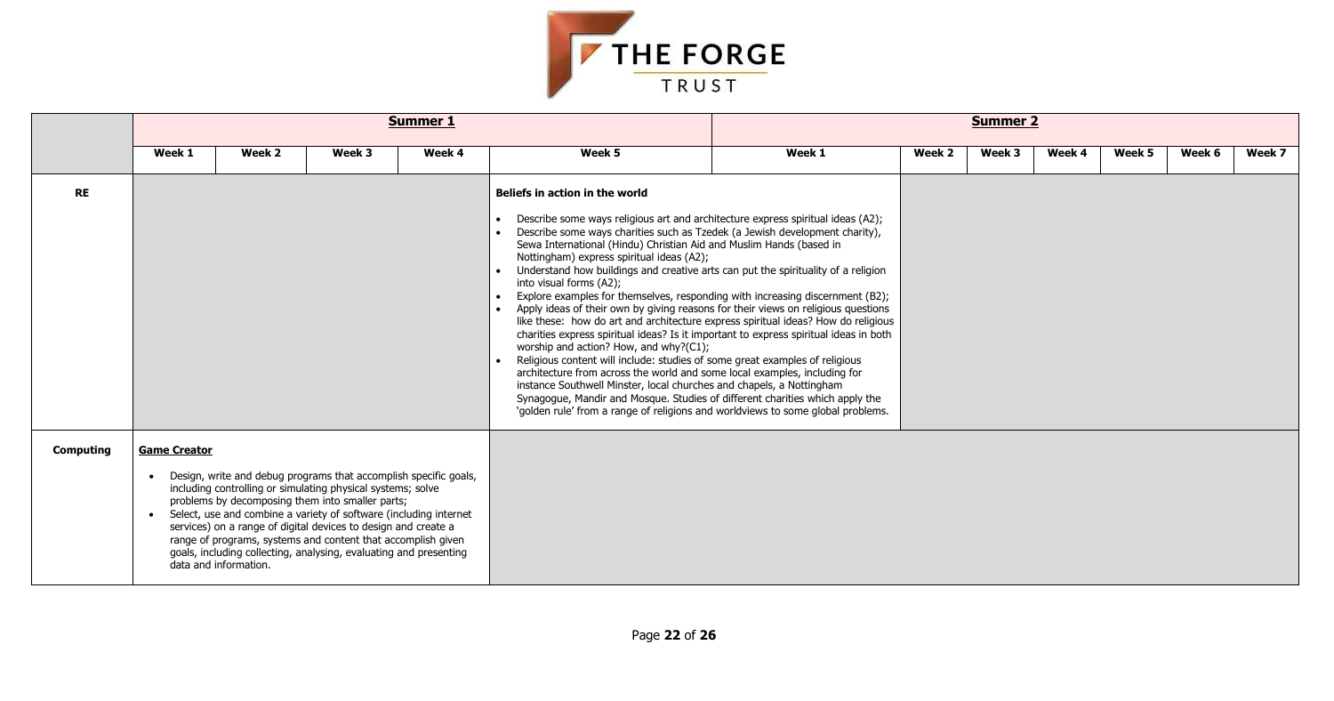| | **Summer 1** | | | | | **Summer 2** | | | | | | |
|---|---|---|---|---|---|---|---|---|---|---|---|---|
| | **Week 1** | **Week 2** | **Week 3** | **Week 4** | **Week 5** | **Week 1** | **Week 2** | **Week 3** | **Week 4** | **Week 5** | **Week 6** | **Week 7** |
| **RE** | | | | | **Beliefs in action in the world**<br><br>• Describe some ways religious art and architecture express spiritual ideas (A2);<br>• Describe some ways charities such as Tzedek (a Jewish development charity), Sewa International (Hindu) Christian Aid and Muslim Hands (based in Nottingham) express spiritual ideas (A2);<br>• Understand how buildings and creative arts can put the spirituality of a religion into visual forms (A2);<br>• Explore examples for themselves, responding with increasing discernment (B2);<br>• Apply ideas of their own by giving reasons for their views on religious questions like these: how do art and architecture express spiritual ideas? How do religious charities express spiritual ideas? Is it important to express spiritual ideas in both worship and action? How, and why?(C1);<br>• Religious content will include: studies of some great examples of religious architecture from across the world and some local examples, including for instance Southwell Minster, local churches and chapels, a Nottingham Synagogue, Mandir and Mosque. Studies of different charities which apply the 'golden rule' from a range of religions and worldviews to some global problems. | | | | | | | |
| **Computing** | **Game Creator**<br><br>• Design, write and debug programs that accomplish specific goals, including controlling or simulating physical systems; solve problems by decomposing them into smaller parts;<br>• Select, use and combine a variety of software (including internet services) on a range of digital devices to design and create a range of programs, systems and content that accomplish given goals, including collecting, analysing, evaluating and presenting data and information. | | | | | | | | | | | |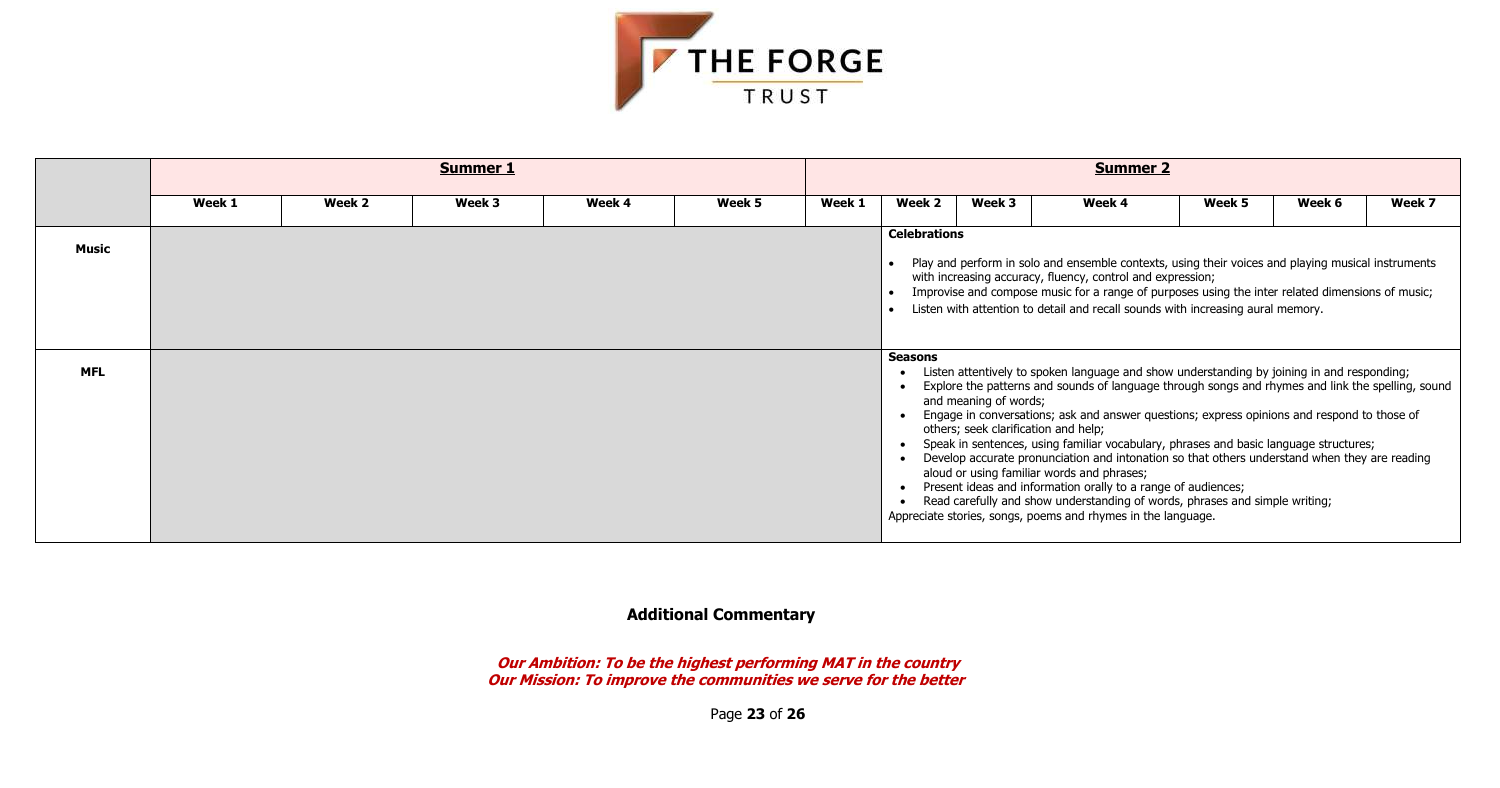| | Summer 1 | | | | | Summer 2 | | | | | | |
|---|---|---|---|---|---|---|---|---|---|---|---|---|
| | Week 1 | Week 2 | Week 3 | Week 4 | Week 5 | Week 1 | Week 2 | Week 3 | Week 4 | Week 5 | Week 6 | Week 7 |
| **Music** | | | | | | | **Celebrations**<br>• Play and perform in solo and ensemble contexts, using their voices and playing musical instruments with increasing accuracy, fluency, control and expression;<br>• Improvise and compose music for a range of purposes using the inter related dimensions of music;<br>• Listen with attention to detail and recall sounds with increasing aural memory. | | | | | |
| **MFL** | | | | | | | **Seasons**<br>• Listen attentively to spoken language and show understanding by joining in and responding;<br>• Explore the patterns and sounds of language through songs and rhymes and link the spelling, sound and meaning of words;<br>• Engage in conversations; ask and answer questions; express opinions and respond to those of others; seek clarification and help;<br>• Speak in sentences, using familiar vocabulary, phrases and basic language structures;<br>• Develop accurate pronunciation and intonation so that others understand when they are reading aloud or using familiar words and phrases;<br>• Present ideas and information orally to a range of audiences;<br>• Read carefully and show understanding of words, phrases and simple writing;<br>Appreciate stories, songs, poems and rhymes in the language. | | | | | |

## Additional Commentary

***Our Ambition: To be the highest performing MAT in the country***
***Our Mission: To improve the communities we serve for the better***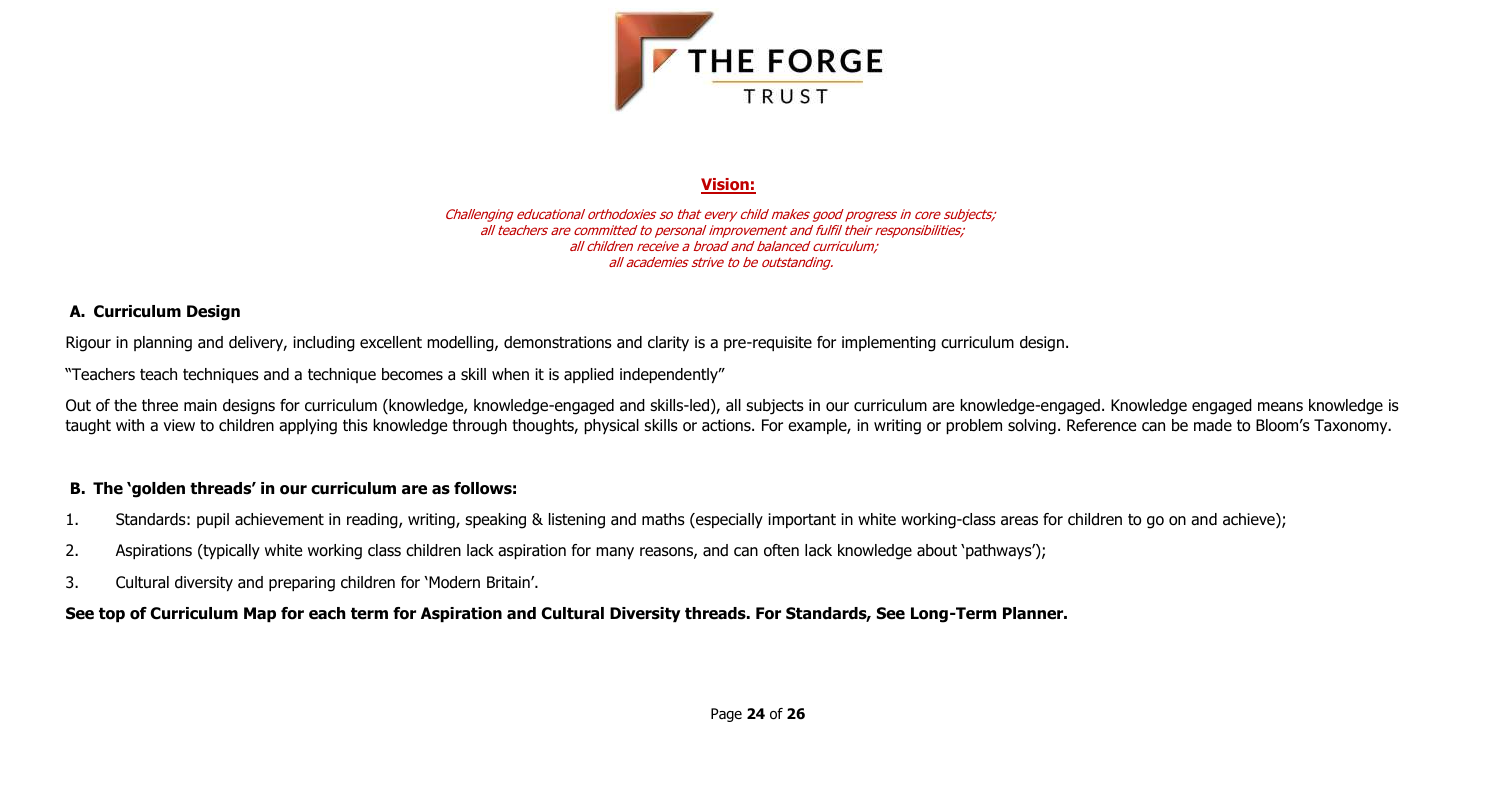THE FORGE TRUST

## Vision:

*Challenging educational orthodoxies so that every child makes good progress in core subjects;*
*all teachers are committed to personal improvement and fulfil their responsibilities;*
*all children receive a broad and balanced curriculum;*
*all academies strive to be outstanding.*

### A. Curriculum Design

Rigour in planning and delivery, including excellent modelling, demonstrations and clarity is a pre-requisite for implementing curriculum design.

"Teachers teach techniques and a technique becomes a skill when it is applied independently"

Out of the three main designs for curriculum (knowledge, knowledge-engaged and skills-led), all subjects in our curriculum are knowledge-engaged. Knowledge engaged means knowledge is taught with a view to children applying this knowledge through thoughts, physical skills or actions. For example, in writing or problem solving. Reference can be made to Bloom's Taxonomy.

### B. The 'golden threads' in our curriculum are as follows:

1. Standards: pupil achievement in reading, writing, speaking & listening and maths (especially important in white working-class areas for children to go on and achieve);
2. Aspirations (typically white working class children lack aspiration for many reasons, and can often lack knowledge about 'pathways');
3. Cultural diversity and preparing children for 'Modern Britain'.

**See top of Curriculum Map for each term for Aspiration and Cultural Diversity threads. For Standards, See Long-Term Planner.**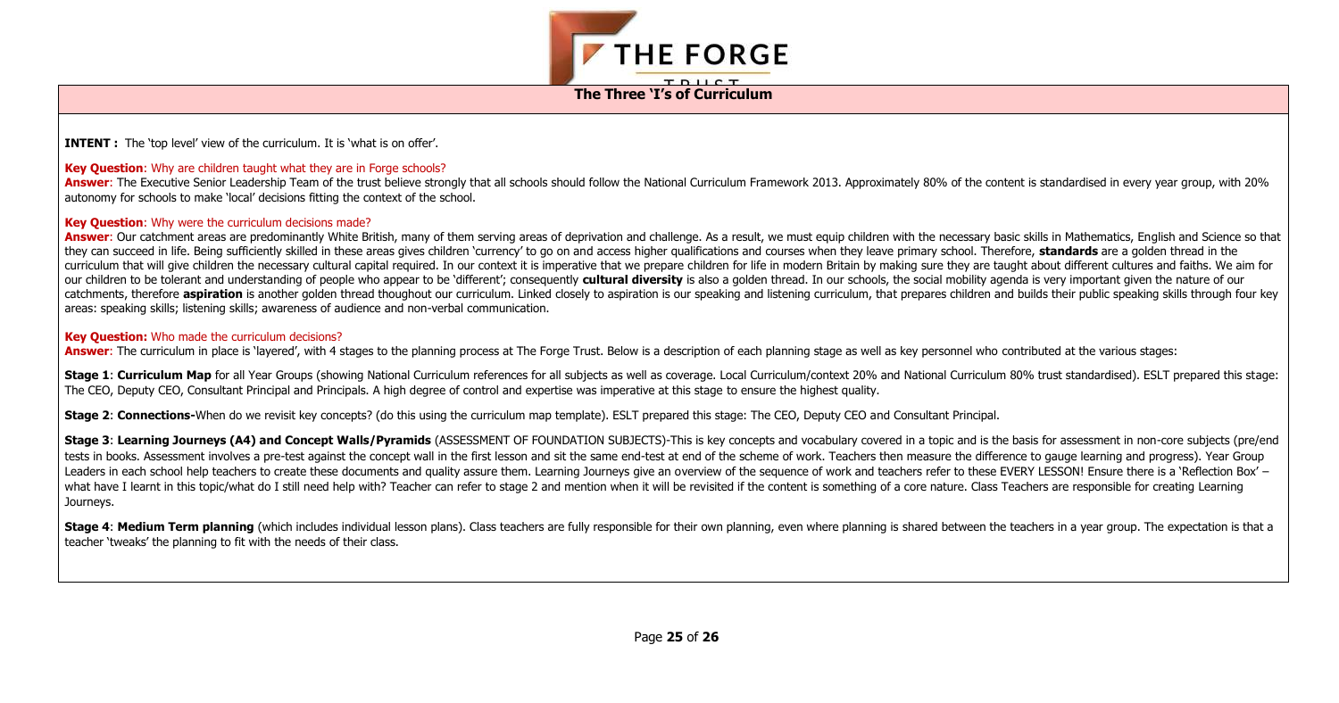# The Three 'I's of Curriculum

**INTENT :** The 'top level' view of the curriculum. It is 'what is on offer'.

**Key Question**: Why are children taught what they are in Forge schools?

**Answer**: The Executive Senior Leadership Team of the trust believe strongly that all schools should follow the National Curriculum Framework 2013. Approximately 80% of the content is standardised in every year group, with 20% autonomy for schools to make 'local' decisions fitting the context of the school.

**Key Question**: Why were the curriculum decisions made?

**Answer**: Our catchment areas are predominantly White British, many of them serving areas of deprivation and challenge. As a result, we must equip children with the necessary basic skills in Mathematics, English and Science so that they can succeed in life. Being sufficiently skilled in these areas gives children 'currency' to go on and access higher qualifications and courses when they leave primary school. Therefore, **standards** are a golden thread in the curriculum that will give children the necessary cultural capital required. In our context it is imperative that we prepare children for life in modern Britain by making sure they are taught about different cultures and faiths. We aim for our children to be tolerant and understanding of people who appear to be 'different'; consequently **cultural diversity** is also a golden thread. In our schools, the social mobility agenda is very important given the nature of our catchments, therefore **aspiration** is another golden thread thoughout our curriculum. Linked closely to aspiration is our speaking and listening curriculum, that prepares children and builds their public speaking skills through four key areas: speaking skills; listening skills; awareness of audience and non-verbal communication.

**Key Question:** Who made the curriculum decisions?

**Answer**: The curriculum in place is 'layered', with 4 stages to the planning process at The Forge Trust. Below is a description of each planning stage as well as key personnel who contributed at the various stages:

**Stage 1**: **Curriculum Map** for all Year Groups (showing National Curriculum references for all subjects as well as coverage. Local Curriculum/context 20% and National Curriculum 80% trust standardised). ESLT prepared this stage: The CEO, Deputy CEO, Consultant Principal and Principals. A high degree of control and expertise was imperative at this stage to ensure the highest quality.

**Stage 2**: **Connections-**When do we revisit key concepts? (do this using the curriculum map template). ESLT prepared this stage: The CEO, Deputy CEO and Consultant Principal.

**Stage 3**: **Learning Journeys (A4) and Concept Walls/Pyramids** (ASSESSMENT OF FOUNDATION SUBJECTS)-This is key concepts and vocabulary covered in a topic and is the basis for assessment in non-core subjects (pre/end tests in books. Assessment involves a pre-test against the concept wall in the first lesson and sit the same end-test at end of the scheme of work. Teachers then measure the difference to gauge learning and progress). Year Group Leaders in each school help teachers to create these documents and quality assure them. Learning Journeys give an overview of the sequence of work and teachers refer to these EVERY LESSON! Ensure there is a 'Reflection Box' – what have I learnt in this topic/what do I still need help with? Teacher can refer to stage 2 and mention when it will be revisited if the content is something of a core nature. Class Teachers are responsible for creating Learning Journeys.

**Stage 4**: **Medium Term planning** (which includes individual lesson plans). Class teachers are fully responsible for their own planning, even where planning is shared between the teachers in a year group. The expectation is that a teacher 'tweaks' the planning to fit with the needs of their class.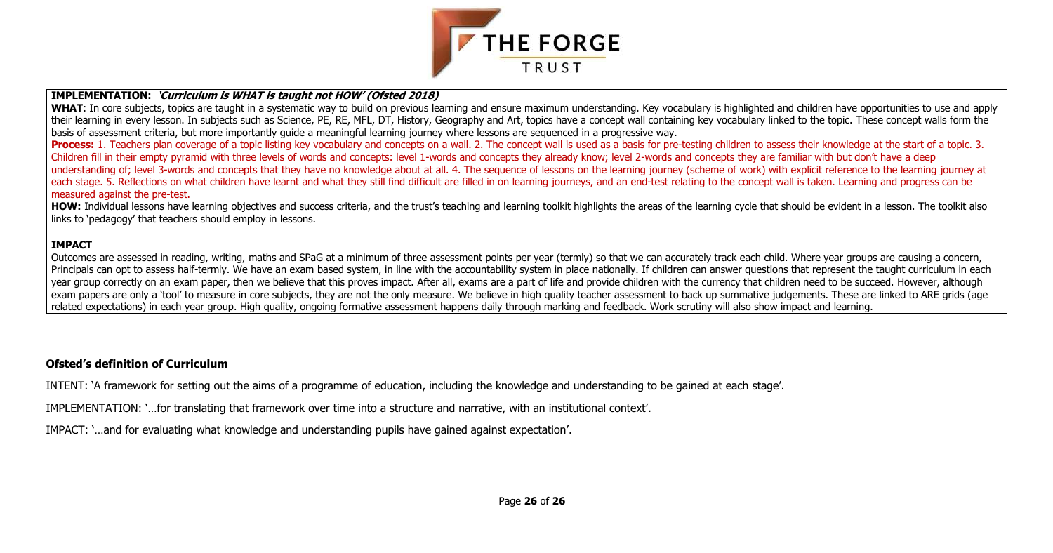**IMPLEMENTATION:** ***'Curriculum is WHAT is taught not HOW' (Ofsted 2018)***

**WHAT**: In core subjects, topics are taught in a systematic way to build on previous learning and ensure maximum understanding. Key vocabulary is highlighted and children have opportunities to use and apply their learning in every lesson. In subjects such as Science, PE, RE, MFL, DT, History, Geography and Art, topics have a concept wall containing key vocabulary linked to the topic. These concept walls form the basis of assessment criteria, but more importantly guide a meaningful learning journey where lessons are sequenced in a progressive way.

**Process:** 1. Teachers plan coverage of a topic listing key vocabulary and concepts on a wall. 2. The concept wall is used as a basis for pre-testing children to assess their knowledge at the start of a topic. 3. Children fill in their empty pyramid with three levels of words and concepts: level 1-words and concepts they already know; level 2-words and concepts they are familiar with but don't have a deep understanding of; level 3-words and concepts that they have no knowledge about at all. 4. The sequence of lessons on the learning journey (scheme of work) with explicit reference to the learning journey at each stage. 5. Reflections on what children have learnt and what they still find difficult are filled in on learning journeys, and an end-test relating to the concept wall is taken. Learning and progress can be measured against the pre-test.

**HOW:** Individual lessons have learning objectives and success criteria, and the trust's teaching and learning toolkit highlights the areas of the learning cycle that should be evident in a lesson. The toolkit also links to 'pedagogy' that teachers should employ in lessons.

**IMPACT**

Outcomes are assessed in reading, writing, maths and SPaG at a minimum of three assessment points per year (termly) so that we can accurately track each child. Where year groups are causing a concern, Principals can opt to assess half-termly. We have an exam based system, in line with the accountability system in place nationally. If children can answer questions that represent the taught curriculum in each year group correctly on an exam paper, then we believe that this proves impact. After all, exams are a part of life and provide children with the currency that children need to be succeed. However, although exam papers are only a 'tool' to measure in core subjects, they are not the only measure. We believe in high quality teacher assessment to back up summative judgements. These are linked to ARE grids (age related expectations) in each year group. High quality, ongoing formative assessment happens daily through marking and feedback. Work scrutiny will also show impact and learning.

## Ofsted's definition of Curriculum

INTENT: 'A framework for setting out the aims of a programme of education, including the knowledge and understanding to be gained at each stage'.

IMPLEMENTATION: '…for translating that framework over time into a structure and narrative, with an institutional context'.

IMPACT: '…and for evaluating what knowledge and understanding pupils have gained against expectation'.